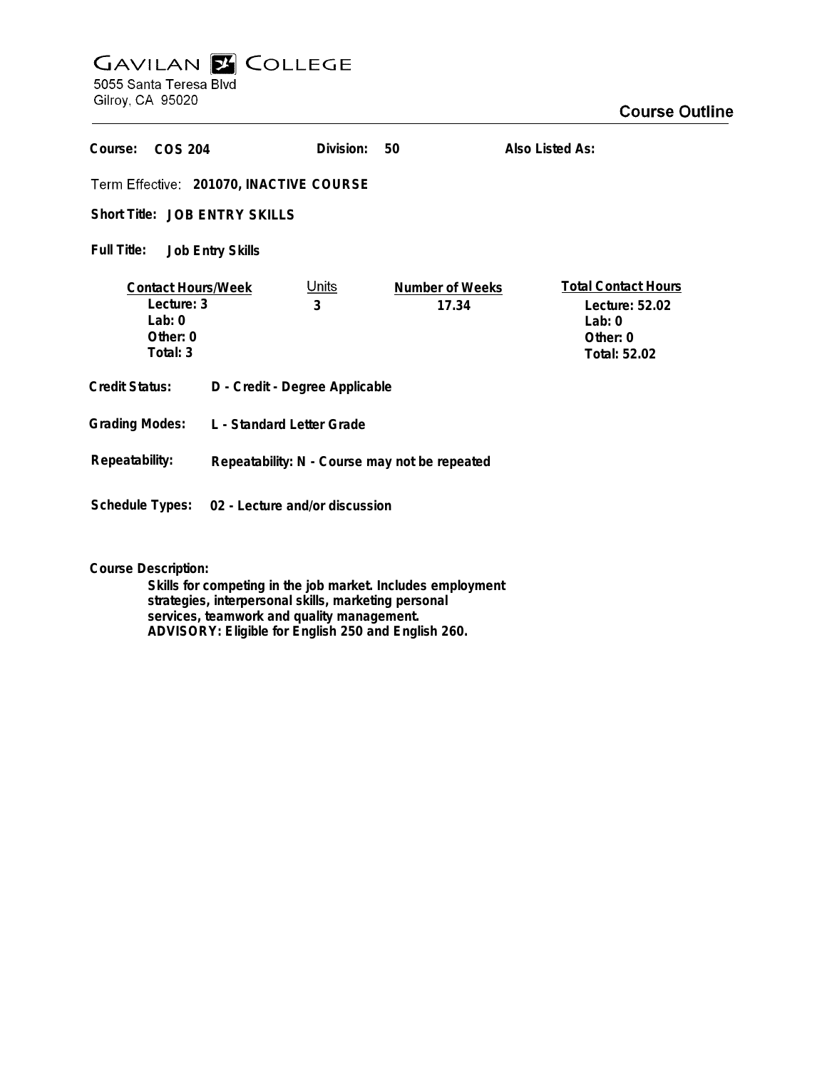# GAVILAN COLLEGE

5055 Santa Teresa Blvd
Gilroy, CA 95020

## Course Outline

**Course:** COS 204 **Division:** 50 **Also Listed As:**

**Term Effective:** 201070, INACTIVE COURSE

**Short Title:** JOB ENTRY SKILLS

**Full Title:** Job Entry Skills

| Contact Hours/Week | Units | Number of Weeks | Total Contact Hours |
|---|---|---|---|
| Lecture: 3 | 3 | 17.34 | Lecture: 52.02 |
| Lab: 0 | | | Lab: 0 |
| Other: 0 | | | Other: 0 |
| Total: 3 | | | Total: 52.02 |

**Credit Status:** D - Credit - Degree Applicable

**Grading Modes:** L - Standard Letter Grade

**Repeatability:** Repeatability: N - Course may not be repeated

**Schedule Types:** 02 - Lecture and/or discussion

**Course Description:**

Skills for competing in the job market. Includes employment strategies, interpersonal skills, marketing personal services, teamwork and quality management.
ADVISORY: Eligible for English 250 and English 260.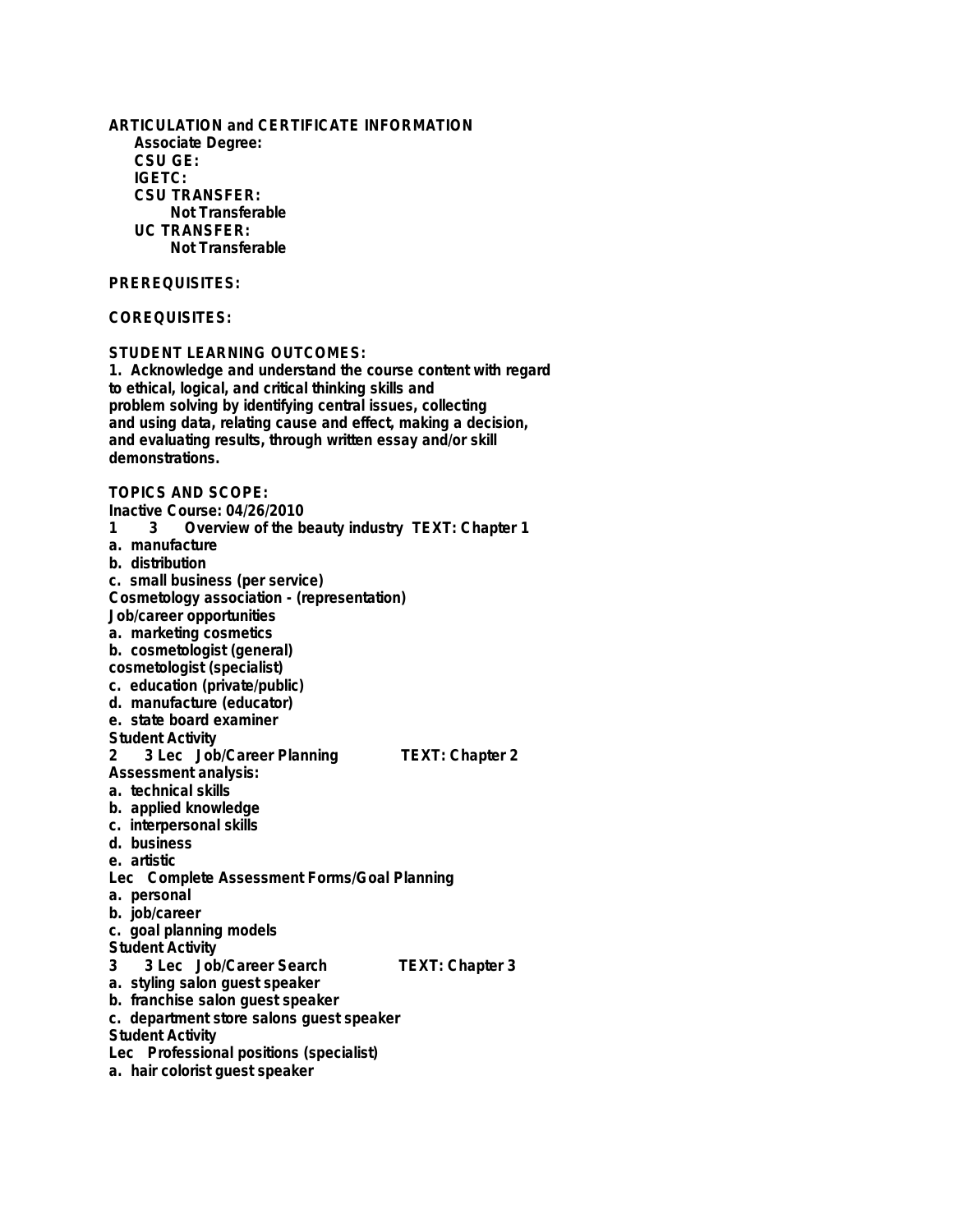**ARTICULATION and CERTIFICATE INFORMATION**

**Associate Degree:**

**CSU GE:**

**IGETC:**

**CSU TRANSFER:**

Not Transferable

**UC TRANSFER:**

Not Transferable

**PREREQUISITES:**

**COREQUISITES:**

**STUDENT LEARNING OUTCOMES:**

1. Acknowledge and understand the course content with regard to ethical, logical, and critical thinking skills and problem solving by identifying central issues, collecting and using data, relating cause and effect, making a decision, and evaluating results, through written essay and/or skill demonstrations.

**TOPICS AND SCOPE:**

Inactive Course: 04/26/2010

1 3 Overview of the beauty industry TEXT: Chapter 1
a. manufacture
b. distribution
c. small business (per service)
Cosmetology association - (representation)
Job/career opportunities
a. marketing cosmetics
b. cosmetologist (general)
cosmetologist (specialist)
c. education (private/public)
d. manufacture (educator)
e. state board examiner
Student Activity

2 3 Lec Job/Career Planning TEXT: Chapter 2
Assessment analysis:
a. technical skills
b. applied knowledge
c. interpersonal skills
d. business
e. artistic
Lec Complete Assessment Forms/Goal Planning
a. personal
b. job/career
c. goal planning models
Student Activity

3 3 Lec Job/Career Search TEXT: Chapter 3
a. styling salon guest speaker
b. franchise salon guest speaker
c. department store salons guest speaker
Student Activity
Lec Professional positions (specialist)
a. hair colorist guest speaker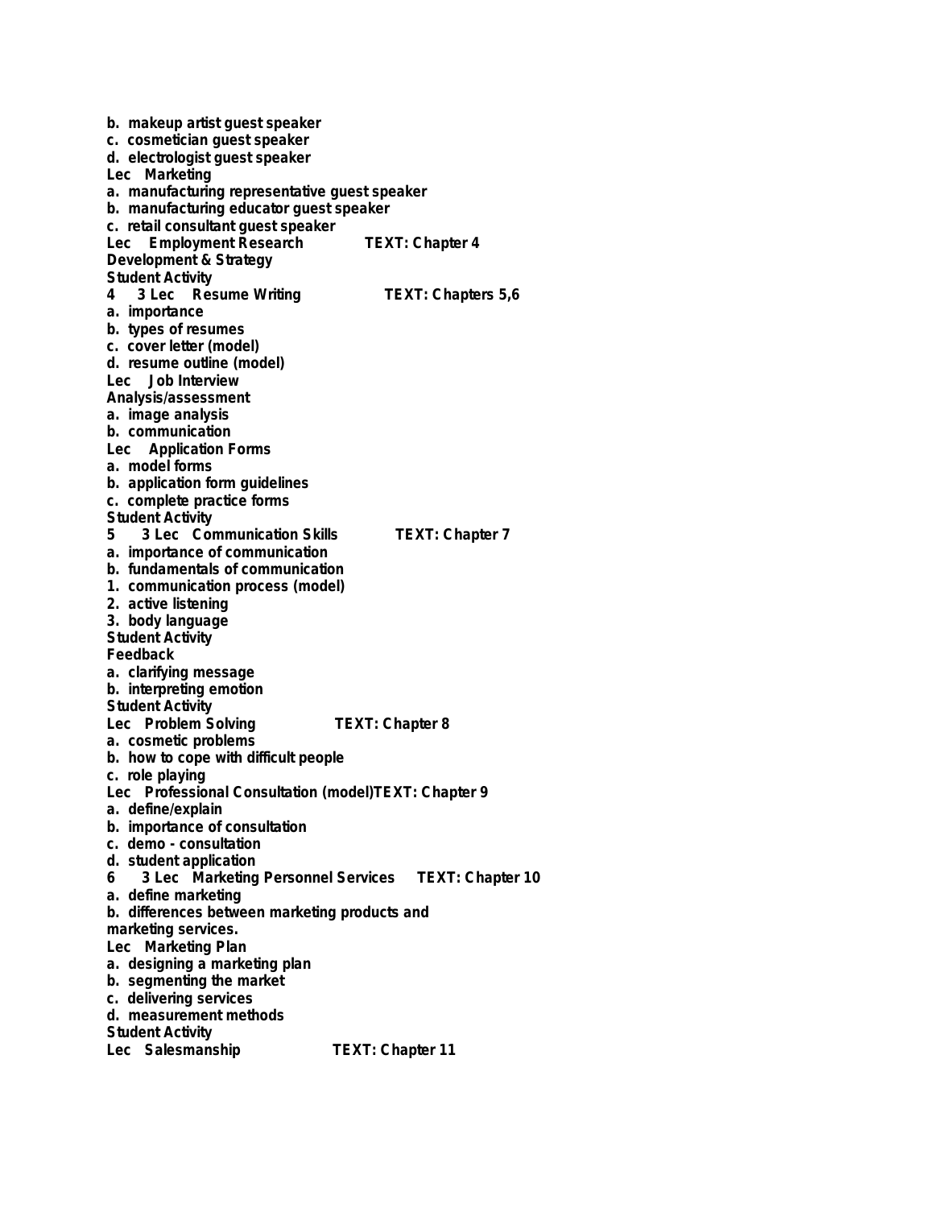b. makeup artist guest speaker
c. cosmetician guest speaker
d. electrologist guest speaker

Lec Marketing
a. manufacturing representative guest speaker
b. manufacturing educator guest speaker
c. retail consultant guest speaker

Lec Employment Research TEXT: Chapter 4
Development & Strategy
Student Activity

4 3 Lec Resume Writing TEXT: Chapters 5,6
a. importance
b. types of resumes
c. cover letter (model)
d. resume outline (model)

Lec Job Interview
Analysis/assessment
a. image analysis
b. communication

Lec Application Forms
a. model forms
b. application form guidelines
c. complete practice forms
Student Activity

5 3 Lec Communication Skills TEXT: Chapter 7
a. importance of communication
b. fundamentals of communication
1. communication process (model)
2. active listening
3. body language
Student Activity
Feedback
a. clarifying message
b. interpreting emotion
Student Activity

Lec Problem Solving TEXT: Chapter 8
a. cosmetic problems
b. how to cope with difficult people
c. role playing

Lec Professional Consultation (model)TEXT: Chapter 9
a. define/explain
b. importance of consultation
c. demo - consultation
d. student application

6 3 Lec Marketing Personnel Services TEXT: Chapter 10
a. define marketing
b. differences between marketing products and
marketing services.

Lec Marketing Plan
a. designing a marketing plan
b. segmenting the market
c. delivering services
d. measurement methods
Student Activity

Lec Salesmanship TEXT: Chapter 11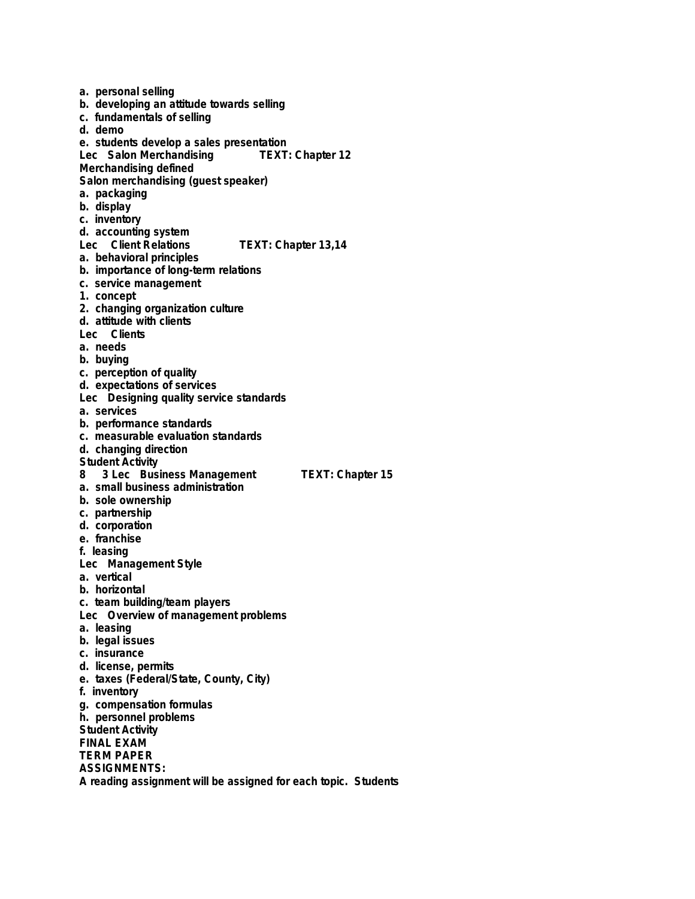a. personal selling
b. developing an attitude towards selling
c. fundamentals of selling
d. demo
e. students develop a sales presentation

**Lec Salon Merchandising TEXT: Chapter 12**

Merchandising defined

Salon merchandising (guest speaker)

a. packaging
b. display
c. inventory
d. accounting system

**Lec Client Relations TEXT: Chapter 13,14**

a. behavioral principles
b. importance of long-term relations
c. service management
1. concept
2. changing organization culture
d. attitude with clients

**Lec Clients**

a. needs
b. buying
c. perception of quality
d. expectations of services

**Lec Designing quality service standards**

a. services
b. performance standards
c. measurable evaluation standards
d. changing direction

Student Activity

**8 3 Lec Business Management TEXT: Chapter 15**

a. small business administration
b. sole ownership
c. partnership
d. corporation
e. franchise
f. leasing

**Lec Management Style**

a. vertical
b. horizontal
c. team building/team players

**Lec Overview of management problems**

a. leasing
b. legal issues
c. insurance
d. license, permits
e. taxes (Federal/State, County, City)
f. inventory
g. compensation formulas
h. personnel problems

Student Activity

FINAL EXAM

TERM PAPER

**ASSIGNMENTS:**

A reading assignment will be assigned for each topic. Students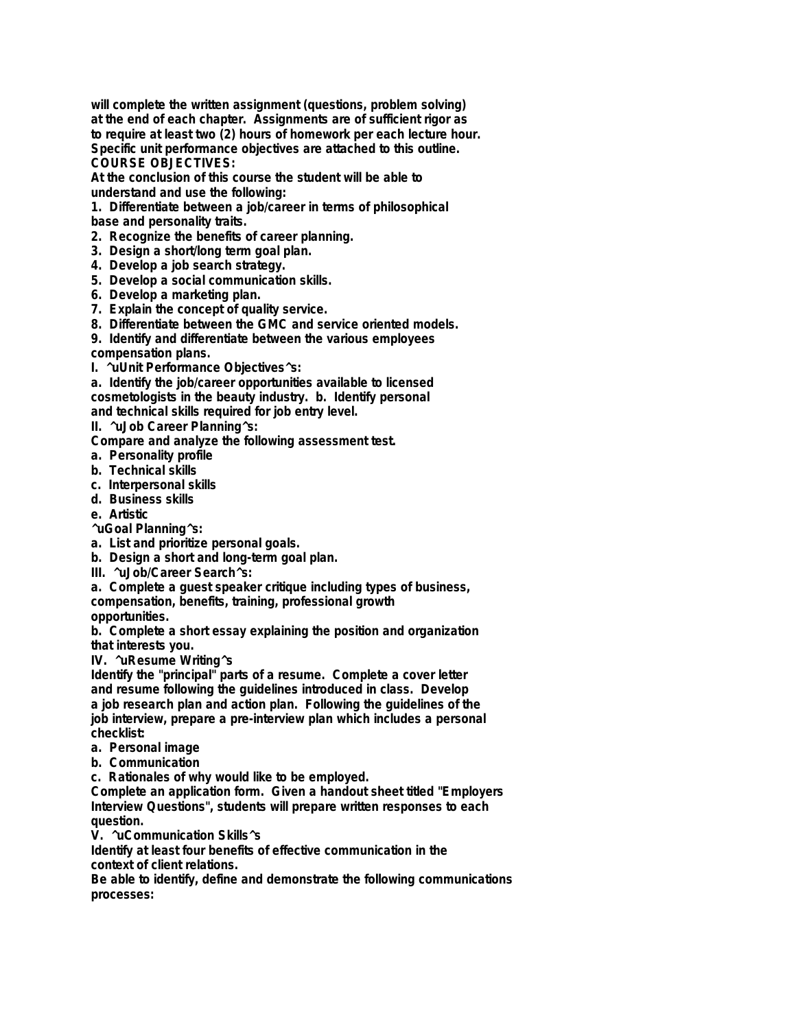will complete the written assignment (questions, problem solving) at the end of each chapter. Assignments are of sufficient rigor as to require at least two (2) hours of homework per each lecture hour. Specific unit performance objectives are attached to this outline.

**COURSE OBJECTIVES:**

At the conclusion of this course the student will be able to understand and use the following:

1. Differentiate between a job/career in terms of philosophical base and personality traits.
2. Recognize the benefits of career planning.
3. Design a short/long term goal plan.
4. Develop a job search strategy.
5. Develop a social communication skills.
6. Develop a marketing plan.
7. Explain the concept of quality service.
8. Differentiate between the GMC and service oriented models.
9. Identify and differentiate between the various employees compensation plans.

I. ^uUnit Performance Objectives^s:

a. Identify the job/career opportunities available to licensed cosmetologists in the beauty industry. b. Identify personal and technical skills required for job entry level.

II. ^uJob Career Planning^s:

Compare and analyze the following assessment test.

a. Personality profile
b. Technical skills
c. Interpersonal skills
d. Business skills
e. Artistic

^uGoal Planning^s:

a. List and prioritize personal goals.
b. Design a short and long-term goal plan.

III. ^uJob/Career Search^s:

a. Complete a guest speaker critique including types of business, compensation, benefits, training, professional growth opportunities.
b. Complete a short essay explaining the position and organization that interests you.

IV. ^uResume Writing^s

Identify the "principal" parts of a resume. Complete a cover letter and resume following the guidelines introduced in class. Develop a job research plan and action plan. Following the guidelines of the job interview, prepare a pre-interview plan which includes a personal checklist:

a. Personal image
b. Communication
c. Rationales of why would like to be employed.

Complete an application form. Given a handout sheet titled "Employers Interview Questions", students will prepare written responses to each question.

V. ^uCommunication Skills^s

Identify at least four benefits of effective communication in the context of client relations.

Be able to identify, define and demonstrate the following communications processes: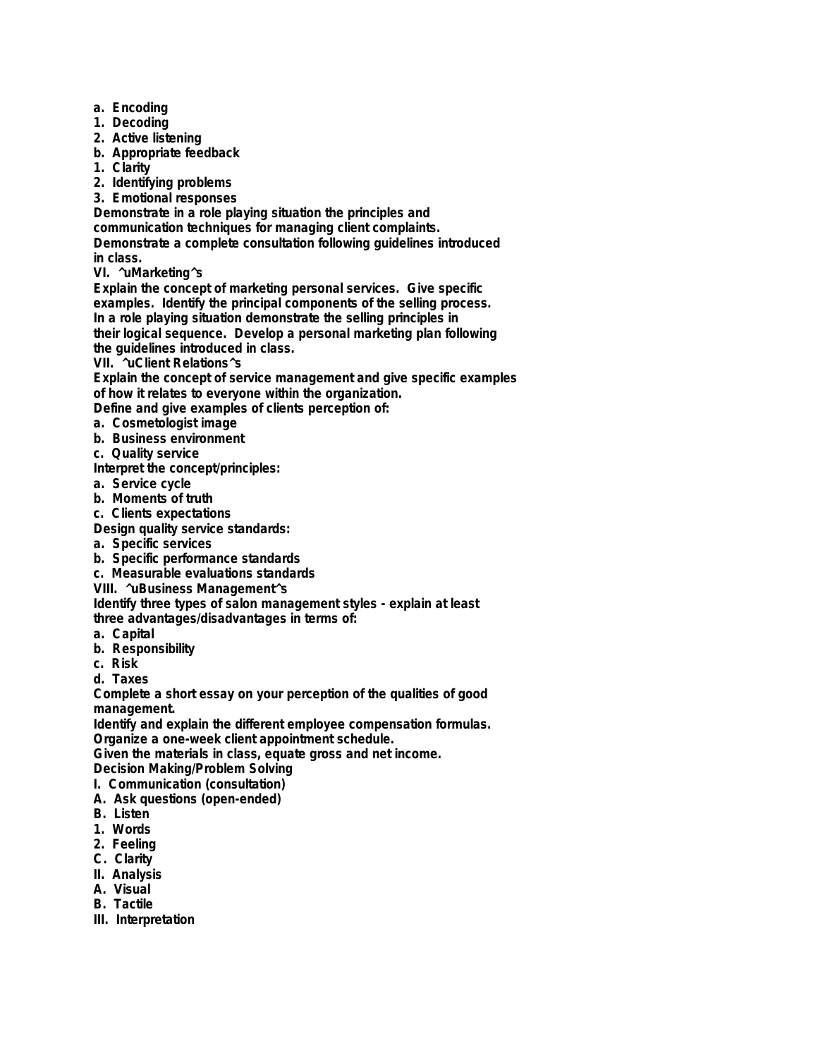a. Encoding
1. Decoding
2. Active listening
b. Appropriate feedback
1. Clarity
2. Identifying problems
3. Emotional responses

Demonstrate in a role playing situation the principles and communication techniques for managing client complaints.
Demonstrate a complete consultation following guidelines introduced in class.

VI. ^uMarketing^s

Explain the concept of marketing personal services. Give specific examples. Identify the principal components of the selling process. In a role playing situation demonstrate the selling principles in their logical sequence. Develop a personal marketing plan following the guidelines introduced in class.

VII. ^uClient Relations^s

Explain the concept of service management and give specific examples of how it relates to everyone within the organization.
Define and give examples of clients perception of:
a. Cosmetologist image
b. Business environment
c. Quality service

Interpret the concept/principles:
a. Service cycle
b. Moments of truth
c. Clients expectations

Design quality service standards:
a. Specific services
b. Specific performance standards
c. Measurable evaluations standards

VIII. ^uBusiness Management^s

Identify three types of salon management styles - explain at least three advantages/disadvantages in terms of:
a. Capital
b. Responsibility
c. Risk
d. Taxes

Complete a short essay on your perception of the qualities of good management.
Identify and explain the different employee compensation formulas.
Organize a one-week client appointment schedule.
Given the materials in class, equate gross and net income.

Decision Making/Problem Solving

I. Communication (consultation)
A. Ask questions (open-ended)
B. Listen
1. Words
2. Feeling
C. Clarity

II. Analysis
A. Visual
B. Tactile

III. Interpretation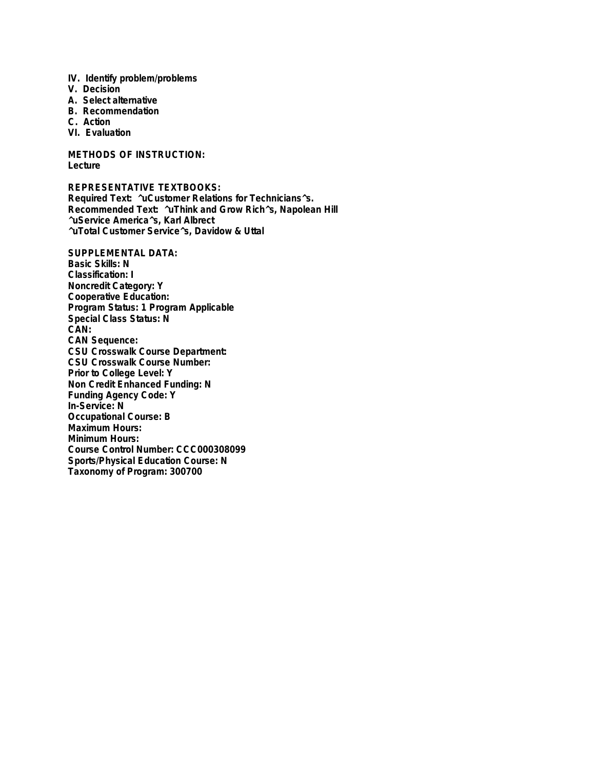IV. Identify problem/problems
V. Decision
A. Select alternative
B. Recommendation
C. Action
VI. Evaluation

**METHODS OF INSTRUCTION:**
Lecture

**REPRESENTATIVE TEXTBOOKS:**
Required Text: ^uCustomer Relations for Technicians^s.
Recommended Text: ^uThink and Grow Rich^s, Napolean Hill
^uService America^s, Karl Albrect
^uTotal Customer Service^s, Davidow & Uttal

**SUPPLEMENTAL DATA:**
Basic Skills: N
Classification: I
Noncredit Category: Y
Cooperative Education:
Program Status: 1 Program Applicable
Special Class Status: N
CAN:
CAN Sequence:
CSU Crosswalk Course Department:
CSU Crosswalk Course Number:
Prior to College Level: Y
Non Credit Enhanced Funding: N
Funding Agency Code: Y
In-Service: N
Occupational Course: B
Maximum Hours:
Minimum Hours:
Course Control Number: CCC000308099
Sports/Physical Education Course: N
Taxonomy of Program: 300700